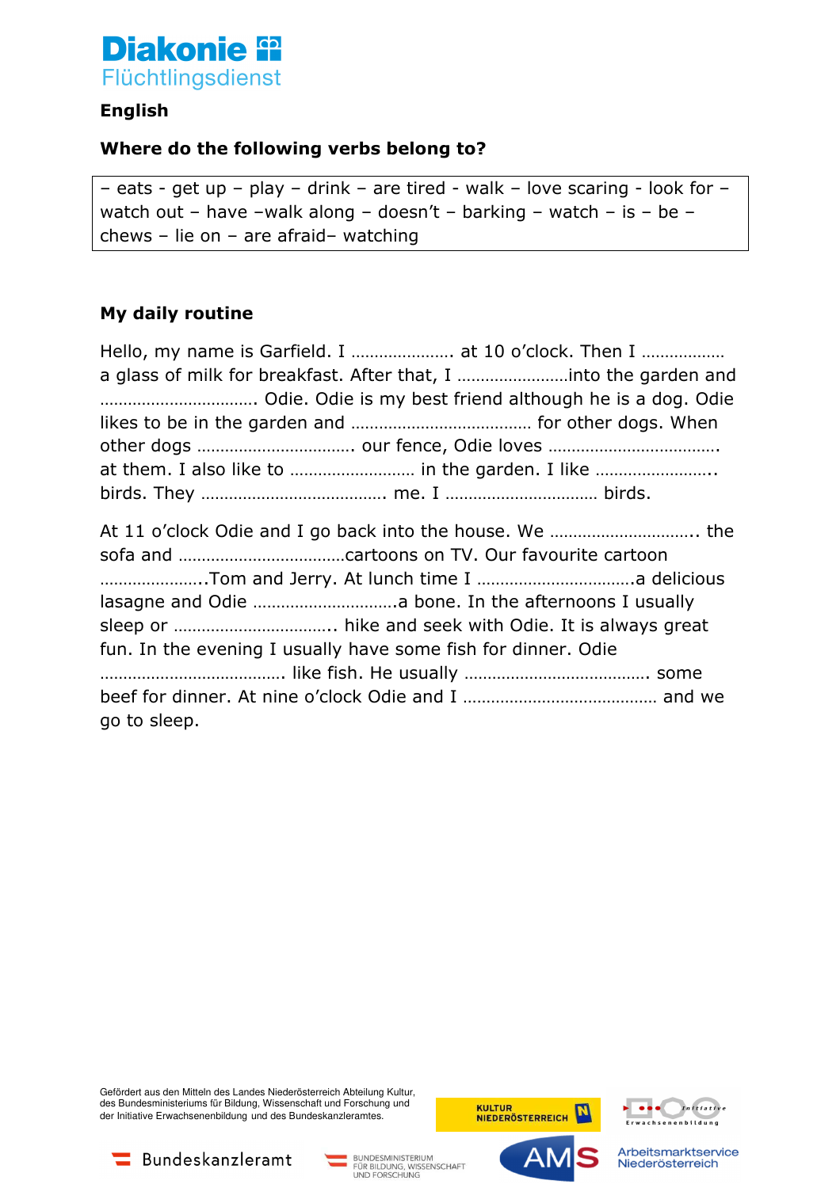**Diakonie**
Flüchtlingsdienst

**English**

**Where do the following verbs belong to?**

– eats - get up – play – drink – are tired - walk – love scaring - look for – watch out – have –walk along – doesn't – barking – watch – is – be – chews – lie on – are afraid– watching

**My daily routine**

Hello, my name is Garfield. I ………………… at 10 o'clock. Then I …………….. a glass of milk for breakfast. After that, I ……………………into the garden and ……………………………. Odie. Odie is my best friend although he is a dog. Odie likes to be in the garden and ………………………………… for other dogs. When other dogs ……………………………. our fence, Odie loves ………………………………. at them. I also like to …………………….. in the garden. I like …………………….. birds. They …………………………………. me. I …………………………… birds.

At 11 o'clock Odie and I go back into the house. We ………………………….. the sofa and ………………………………cartoons on TV. Our favourite cartoon …………………..Tom and Jerry. At lunch time I ……………………………a delicious lasagne and Odie …………………………a bone. In the afternoons I usually sleep or …………………………….. hike and seek with Odie. It is always great fun. In the evening I usually have some fish for dinner. Odie …………………………………. like fish. He usually …………………………………. some beef for dinner. At nine o'clock Odie and I …………………………………… and we go to sleep.

Gefördert aus den Mitteln des Landes Niederösterreich Abteilung Kultur, des Bundesministeriums für Bildung, Wissenschaft und Forschung und der Initiative Erwachsenenbildung und des Bundeskanzleramtes.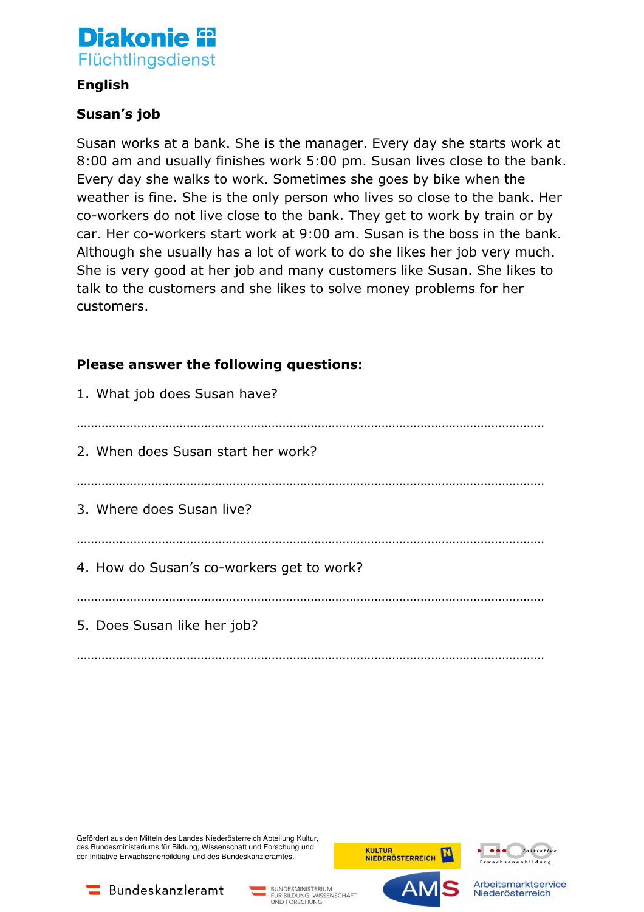**Diakonie**
Flüchtlingsdienst

**English**

**Susan's job**

Susan works at a bank. She is the manager. Every day she starts work at 8:00 am and usually finishes work 5:00 pm. Susan lives close to the bank. Every day she walks to work. Sometimes she goes by bike when the weather is fine. She is the only person who lives so close to the bank. Her co-workers do not live close to the bank. They get to work by train or by car. Her co-workers start work at 9:00 am. Susan is the boss in the bank. Although she usually has a lot of work to do she likes her job very much. She is very good at her job and many customers like Susan. She likes to talk to the customers and she likes to solve money problems for her customers.

**Please answer the following questions:**

1. What job does Susan have?

……………………………………………………………………………………………………………

2. When does Susan start her work?

……………………………………………………………………………………………………………

3. Where does Susan live?

……………………………………………………………………………………………………………

4. How do Susan's co-workers get to work?

……………………………………………………………………………………………………………

5. Does Susan like her job?

……………………………………………………………………………………………………………

Gefördert aus den Mitteln des Landes Niederösterreich Abteilung Kultur, des Bundesministeriums für Bildung, Wissenschaft und Forschung und der Initiative Erwachsenenbildung und des Bundeskanzleramtes.

KULTUR NIEDERÖSTERREICH

Initiative Erwachsenenbildung

Bundeskanzleramt

BUNDESMINISTERIUM FÜR BILDUNG, WISSENSCHAFT UND FORSCHUNG

AMS Arbeitsmarktservice Niederösterreich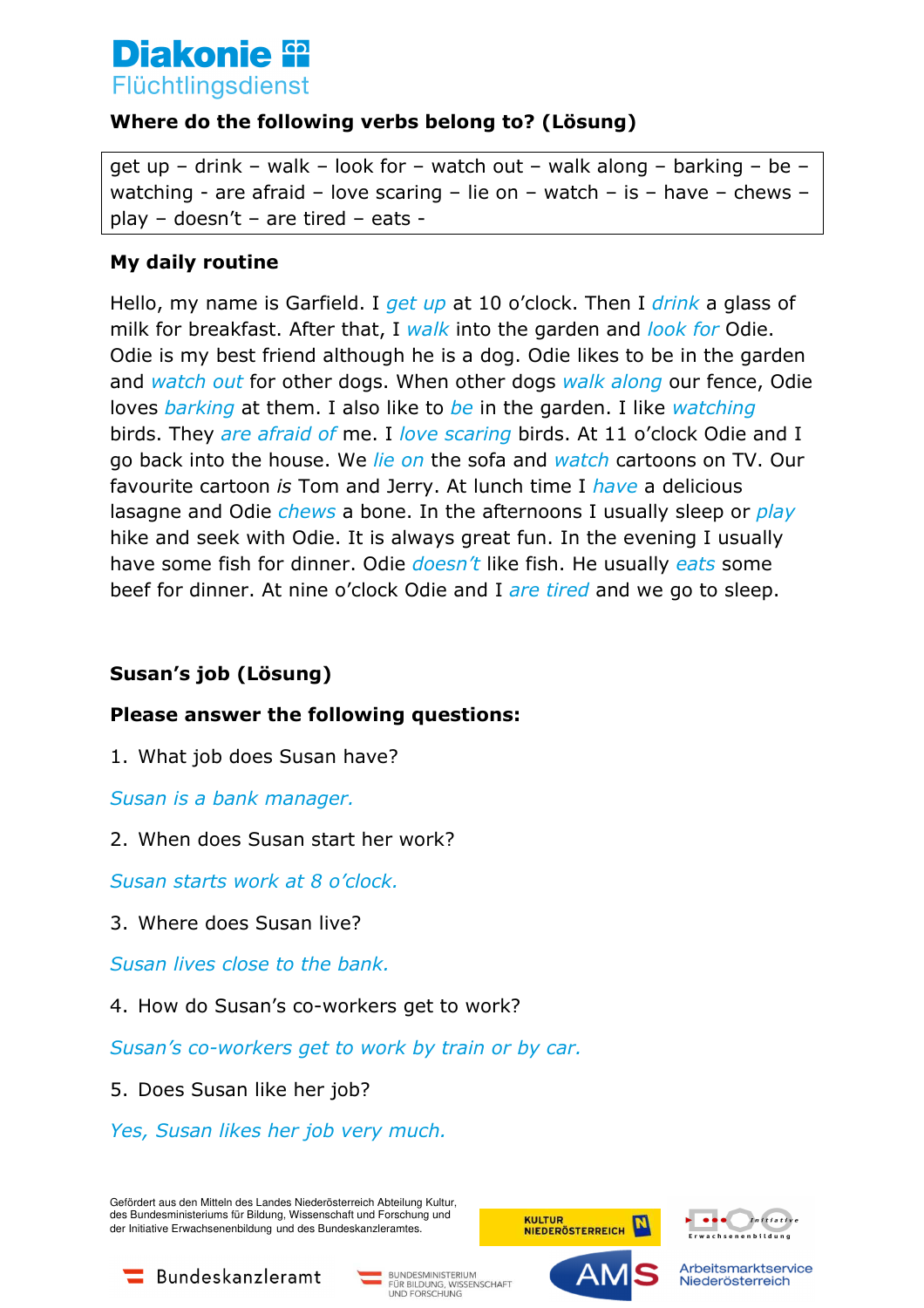**Diakonie**
Flüchtlingsdienst

### Where do the following verbs belong to? (Lösung)

| |
|---|
| get up – drink – walk – look for – watch out – walk along – barking – be – watching - are afraid – love scaring – lie on – watch – is – have – chews – play – doesn't – are tired – eats - |

### My daily routine

Hello, my name is Garfield. I *get up* at 10 o'clock. Then I *drink* a glass of milk for breakfast. After that, I *walk* into the garden and *look for* Odie. Odie is my best friend although he is a dog. Odie likes to be in the garden and *watch out* for other dogs. When other dogs *walk along* our fence, Odie loves *barking* at them. I also like to *be* in the garden. I like *watching* birds. They *are afraid of* me. I *love scaring* birds. At 11 o'clock Odie and I go back into the house. We *lie on* the sofa and *watch* cartoons on TV. Our favourite cartoon *is* Tom and Jerry. At lunch time I *have* a delicious lasagne and Odie *chews* a bone. In the afternoons I usually sleep or *play* hike and seek with Odie. It is always great fun. In the evening I usually have some fish for dinner. Odie *doesn't* like fish. He usually *eats* some beef for dinner. At nine o'clock Odie and I *are tired* and we go to sleep.

### Susan's job (Lösung)

**Please answer the following questions:**

1. What job does Susan have?

*Susan is a bank manager.*

2. When does Susan start her work?

*Susan starts work at 8 o'clock.*

3. Where does Susan live?

*Susan lives close to the bank.*

4. How do Susan's co-workers get to work?

*Susan's co-workers get to work by train or by car.*

5. Does Susan like her job?

*Yes, Susan likes her job very much.*

Gefördert aus den Mitteln des Landes Niederösterreich Abteilung Kultur, des Bundesministeriums für Bildung, Wissenschaft und Forschung und der Initiative Erwachsenenbildung und des Bundeskanzleramtes.

KULTUR NIEDERÖSTERREICH

Initiative Erwachsenenbildung

Bundeskanzleramt

BUNDESMINISTERIUM FÜR BILDUNG, WISSENSCHAFT UND FORSCHUNG

AMS Arbeitsmarktservice Niederösterreich